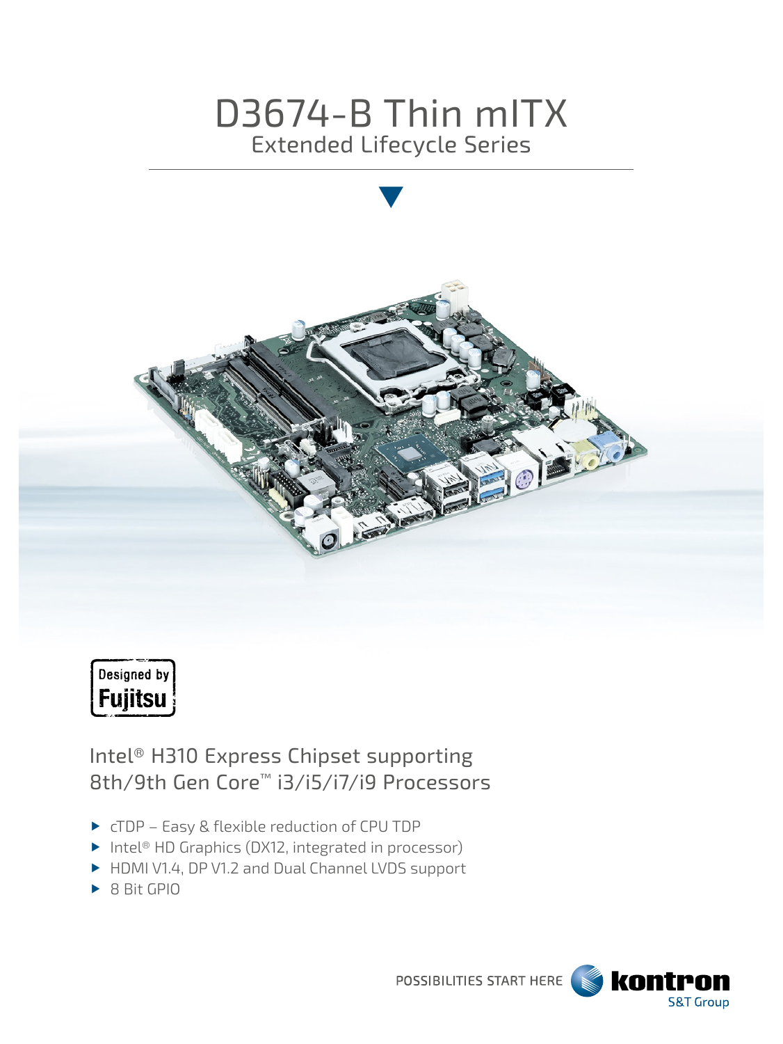# D3674-B Thin mITX

## Extended Lifecycle Series

Designed by Fujitsu

## Intel® H310 Express Chipset supporting 8th/9th Gen Core™ i3/i5/i7/i9 Processors

- cTDP – Easy & flexible reduction of CPU TDP
- Intel® HD Graphics (DX12, integrated in processor)
- HDMI V1.4, DP V1.2 and Dual Channel LVDS support
- 8 Bit GPIO

POSSIBILITIES START HERE kontron S&T Group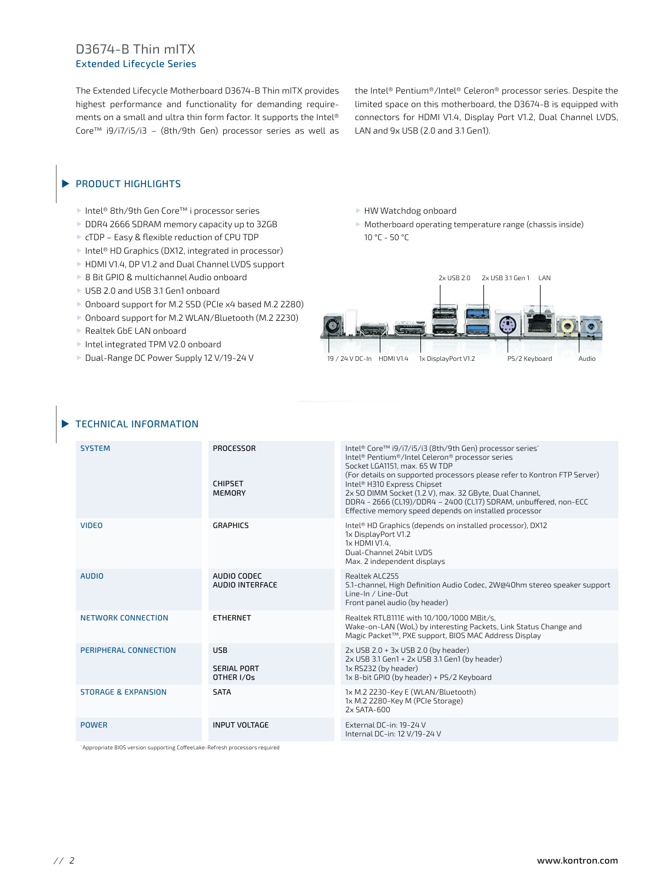# D3674-B Thin mITX

## Extended Lifecycle Series

The Extended Lifecycle Motherboard D3674-B Thin mITX provides highest performance and functionality for demanding requirements on a small and ultra thin form factor. It supports the Intel® Core™ i9/i7/i5/i3 – (8th/9th Gen) processor series as well as the Intel® Pentium®/Intel® Celeron® processor series. Despite the limited space on this motherboard, the D3674-B is equipped with connectors for HDMI V1.4, Display Port V1.2, Dual Channel LVDS, LAN and 9x USB (2.0 and 3.1 Gen1).

## PRODUCT HIGHLIGHTS

- Intel® 8th/9th Gen Core™ i processor series
- DDR4 2666 SDRAM memory capacity up to 32GB
- cTDP – Easy & flexible reduction of CPU TDP
- Intel® HD Graphics (DX12, integrated in processor)
- HDMI V1.4, DP V1.2 and Dual Channel LVDS support
- 8 Bit GPIO & multichannel Audio onboard
- USB 2.0 and USB 3.1 Gen1 onboard
- Onboard support for M.2 SSD (PCIe x4 based M.2 2280)
- Onboard support for M.2 WLAN/Bluetooth (M.2 2230)
- Realtek GbE LAN onboard
- Intel integrated TPM V2.0 onboard
- Dual-Range DC Power Supply 12 V/19-24 V
- HW Watchdog onboard
- Motherboard operating temperature range (chassis inside) 10 °C - 50 °C

2x USB 2.0 | 2x USB 3.1 Gen 1 | LAN

19 / 24 V DC-In | HDMI V1.4 | 1x DisplayPort V1.2 | PS/2 Keyboard | Audio

## TECHNICAL INFORMATION

| | | |
|---|---|---|
| SYSTEM | PROCESSOR | Intel® Core™ i9/i7/i5/i3 (8th/9th Gen) processor series* Intel® Pentium®/Intel Celeron® processor series Socket LGA1151, max. 65 W TDP (For details on supported processors please refer to Kontron FTP Server) |
| | CHIPSET | Intel® H310 Express Chipset |
| | MEMORY | 2x SO DIMM Socket (1.2 V), max. 32 GByte, Dual Channel, DDR4 - 2666 (CL19)/DDR4 – 2400 (CL17) SDRAM, unbuffered, non-ECC Effective memory speed depends on installed processor |
| VIDEO | GRAPHICS | Intel® HD Graphics (depends on installed processor), DX12 1x DisplayPort V1.2 1x HDMI V1.4, Dual-Channel 24bit LVDS Max. 2 independent displays |
| AUDIO | AUDIO CODEC | Realtek ALC255 5.1-channel, High Definition Audio Codec, 2W@4Ohm stereo speaker support |
| | AUDIO INTERFACE | Line-In / Line-Out Front panel audio (by header) |
| NETWORK CONNECTION | ETHERNET | Realtek RTL8111E with 10/100/1000 MBit/s, Wake-on-LAN (WoL) by interesting Packets, Link Status Change and Magic Packet™, PXE support, BIOS MAC Address Display |
| PERIPHERAL CONNECTION | USB | 2x USB 2.0 + 3x USB 2.0 (by header) 2x USB 3.1 Gen1 + 2x USB 3.1 Gen1 (by header) |
| | SERIAL PORT | 1x RS232 (by header) |
| | OTHER I/Os | 1x 8-bit GPIO (by header) + PS/2 Keyboard |
| STORAGE & EXPANSION | SATA | 1x M.2 2230-Key E (WLAN/Bluetooth) 1x M.2 2280-Key M (PCIe Storage) 2x SATA-600 |
| POWER | INPUT VOLTAGE | External DC-in: 19-24 V Internal DC-in: 12 V/19-24 V |

*Appropriate BIOS version supporting CoffeeLake-Refresh processors required

www.kontron.com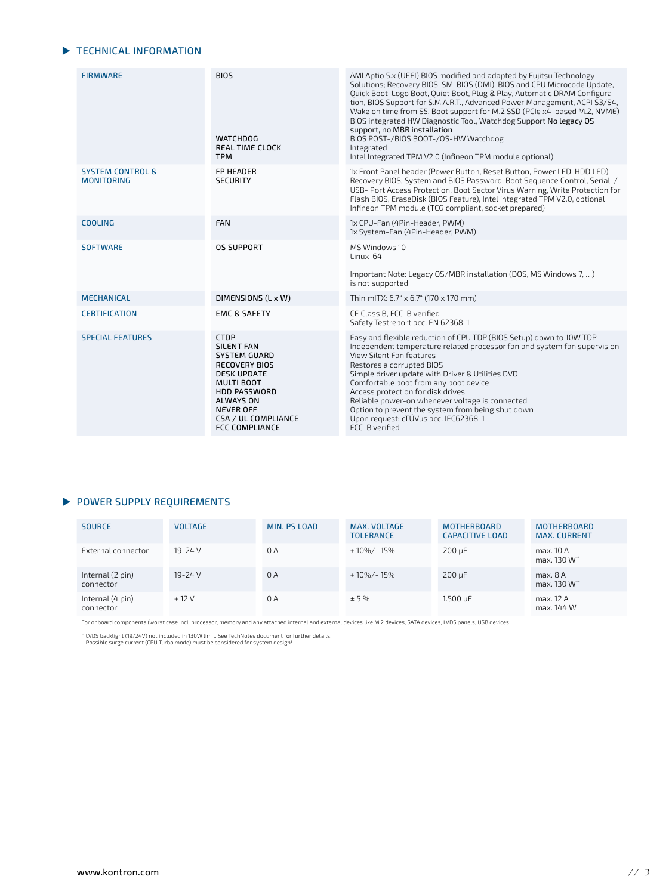## TECHNICAL INFORMATION

| | | |
|---|---|---|
| FIRMWARE | BIOS | AMI Aptio 5.x (UEFI) BIOS modified and adapted by Fujitsu Technology Solutions; Recovery BIOS, SM-BIOS (DMI), BIOS and CPU Microcode Update, Quick Boot, Logo Boot, Quiet Boot, Plug & Play, Automatic DRAM Configuration, BIOS Support for S.M.A.R.T., Advanced Power Management, ACPI S3/S4, Wake on time from S5. Boot support for M.2 SSD (PCIe x4-based M.2, NVME) BIOS integrated HW Diagnostic Tool, Watchdog Support No legacy OS support, no MBR installation |
| | WATCHDOG | BIOS POST-/BIOS BOOT-/OS-HW Watchdog |
| | REAL TIME CLOCK | Integrated |
| | TPM | Intel Integrated TPM V2.0 (Infineon TPM module optional) |
| SYSTEM CONTROL & MONITORING | FP HEADER | 1x Front Panel header (Power Button, Reset Button, Power LED, HDD LED) |
| | SECURITY | Recovery BIOS, System and BIOS Password, Boot Sequence Control, Serial-/USB- Port Access Protection, Boot Sector Virus Warning, Write Protection for Flash BIOS, EraseDisk (BIOS Feature), Intel integrated TPM V2.0, optional Infineon TPM module (TCG compliant, socket prepared) |
| COOLING | FAN | 1x CPU-Fan (4Pin-Header, PWM)<br>1x System-Fan (4Pin-Header, PWM) |
| SOFTWARE | OS SUPPORT | MS Windows 10<br>Linux-64<br><br>Important Note: Legacy OS/MBR installation (DOS, MS Windows 7, ...) is not supported |
| MECHANICAL | DIMENSIONS (L x W) | Thin mITX: 6.7" x 6.7" (170 x 170 mm) |
| CERTIFICATION | EMC & SAFETY | CE Class B, FCC-B verified<br>Safety Testreport acc. EN 62368-1 |
| SPECIAL FEATURES | CTDP | Easy and flexible reduction of CPU TDP (BIOS Setup) down to 10W TDP |
| | SILENT FAN | Independent temperature related processor fan and system fan supervision |
| | SYSTEM GUARD | View Silent Fan features |
| | RECOVERY BIOS | Restores a corrupted BIOS |
| | DESK UPDATE | Simple driver update with Driver & Utilities DVD |
| | MULTI BOOT | Comfortable boot from any boot device |
| | HDD PASSWORD | Access protection for disk drives |
| | ALWAYS ON | Reliable power-on whenever voltage is connected |
| | NEVER OFF | Option to prevent the system from being shut down |
| | CSA / UL COMPLIANCE | Upon request: cTÜVus acc. IEC62368-1 |
| | FCC COMPLIANCE | FCC-B verified |

## POWER SUPPLY REQUIREMENTS

| SOURCE | VOLTAGE | MIN. PS LOAD | MAX. VOLTAGE TOLERANCE | MOTHERBOARD CAPACITIVE LOAD | MOTHERBOARD MAX. CURRENT |
|---|---|---|---|---|---|
| External connector | 19-24 V | 0 A | + 10%/- 15% | 200 µF | max. 10 A<br>max. 130 W** |
| Internal (2 pin) connector | 19-24 V | 0 A | + 10%/- 15% | 200 µF | max. 8 A<br>max. 130 W** |
| Internal (4 pin) connector | + 12 V | 0 A | ± 5 % | 1.500 µF | max. 12 A<br>max. 144 W |

For onboard components (worst case incl. processor, memory and any attached internal and external devices like M.2 devices, SATA devices, LVDS panels, USB devices.

** LVDS backlight (19/24V) not included in 130W limit. See TechNotes document for further details.
Possible surge current (CPU Turbo mode) must be considered for system design!

www.kontron.com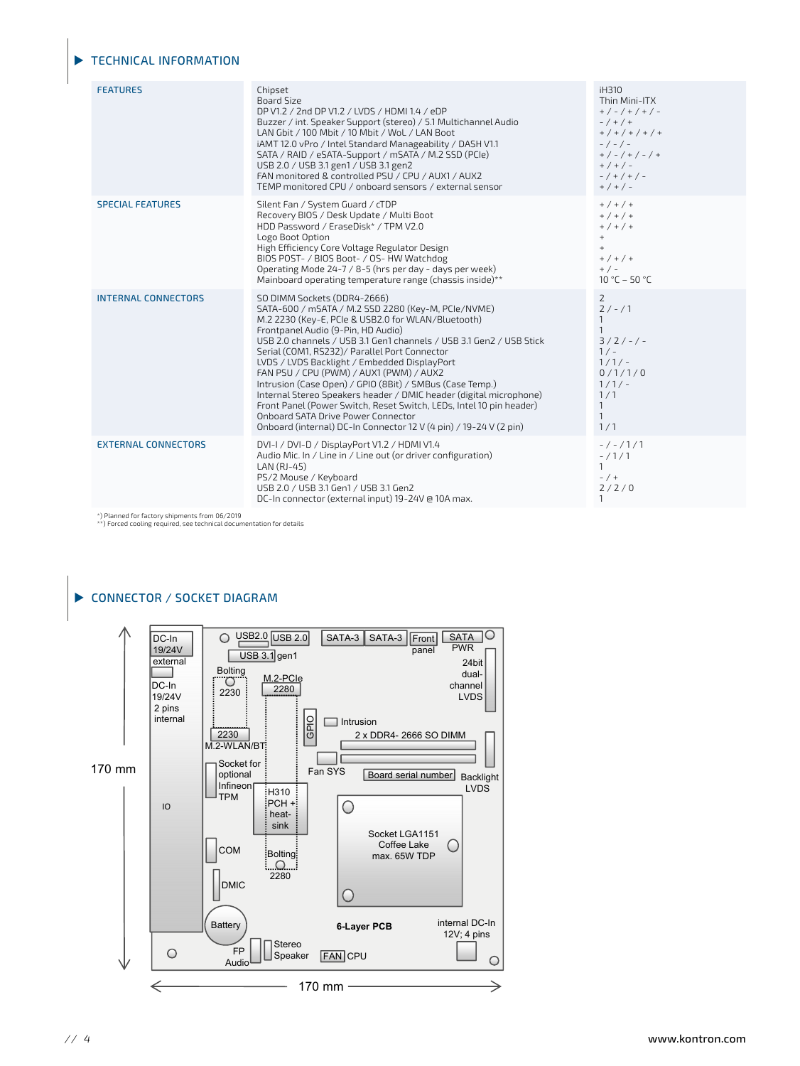## TECHNICAL INFORMATION

| | | |
|---|---|---|
| FEATURES | Chipset<br>Board Size<br>DP V1.2 / 2nd DP V1.2 / LVDS / HDMI 1.4 / eDP<br>Buzzer / int. Speaker Support (stereo) / 5.1 Multichannel Audio<br>LAN Gbit / 100 Mbit / 10 Mbit / WoL / LAN Boot<br>iAMT 12.0 vPro / Intel Standard Manageability / DASH V1.1<br>SATA / RAID / eSATA-Support / mSATA / M.2 SSD (PCIe)<br>USB 2.0 / USB 3.1 gen1 / USB 3.1 gen2<br>FAN monitored & controlled PSU / CPU / AUX1 / AUX2<br>TEMP monitored CPU / onboard sensors / external sensor | iH310<br>Thin Mini-ITX<br>+ / - / + / + / -<br>- / + / +<br>+ / + / + / + / +<br>- / - / -<br>+ / - / + / - / +<br>+ / + / -<br>- / + / + / -<br>+ / + / - |
| SPECIAL FEATURES | Silent Fan / System Guard / cTDP<br>Recovery BIOS / Desk Update / Multi Boot<br>HDD Password / EraseDisk* / TPM V2.0<br>Logo Boot Option<br>High Efficiency Core Voltage Regulator Design<br>BIOS POST- / BIOS Boot- / OS- HW Watchdog<br>Operating Mode 24-7 / 8-5 (hrs per day - days per week)<br>Mainboard operating temperature range (chassis inside)** | + / + / +<br>+ / + / +<br>+ / + / +<br>+<br>+<br>+ / + / +<br>+ / -<br>10 °C – 50 °C |
| INTERNAL CONNECTORS | SO DIMM Sockets (DDR4-2666)<br>SATA-600 / mSATA / M.2 SSD 2280 (Key-M, PCIe/NVME)<br>M.2 2230 (Key-E, PCIe & USB2.0 for WLAN/Bluetooth)<br>Frontpanel Audio (9-Pin, HD Audio)<br>USB 2.0 channels / USB 3.1 Gen1 channels / USB 3.1 Gen2 / USB Stick<br>Serial (COM1, RS232)/ Parallel Port Connector<br>LVDS / LVDS Backlight / Embedded DisplayPort<br>FAN PSU / CPU (PWM) / AUX1 (PWM) / AUX2<br>Intrusion (Case Open) / GPIO (8Bit) / SMBus (Case Temp.)<br>Internal Stereo Speakers header / DMIC header (digital microphone)<br>Front Panel (Power Switch, Reset Switch, LEDs, Intel 10 pin header)<br>Onboard SATA Drive Power Connector<br>Onboard (internal) DC-In Connector 12 V (4 pin) / 19-24 V (2 pin) | 2<br>2 / - / 1<br>1<br>1<br>3 / 2 / - / -<br>1 / -<br>1 / 1 / -<br>0 / 1 / 1 / 0<br>1 / 1 / -<br>1 / 1<br>1<br>1<br>1 / 1 |
| EXTERNAL CONNECTORS | DVI-I / DVI-D / DisplayPort V1.2 / HDMI V1.4<br>Audio Mic. In / Line in / Line out (or driver configuration)<br>LAN (RJ-45)<br>PS/2 Mouse / Keyboard<br>USB 2.0 / USB 3.1 Gen1 / USB 3.1 Gen2<br>DC-In connector (external input) 19-24V @ 10A max. | - / - / 1 / 1<br>- / 1 / 1<br>1<br>- / +<br>2 / 2 / 0<br>1 |

*) Planned for factory shipments from 06/2019
**) Forced cooling required, see technical documentation for details

## CONNECTOR / SOCKET DIAGRAM

170 mm × 170 mm

DC-In 19/24V external; DC-In 19/24V 2 pins internal; IO; USB2.0; USB 2.0; USB 3.1 gen1; SATA-3; SATA-3; Front panel; SATA PWR; 24bit dual-channel LVDS; Bolting 2230; M.2-PCIe 2280; 2230 M.2-WLAN/BT; GPIO; Intrusion; 2 x DDR4- 2666 SO DIMM; Fan SYS; Board serial number; Backlight LVDS; Socket for optional Infineon TPM; H310 PCH + heat-sink; Socket LGA1151 Coffee Lake max. 65W TDP; COM; Bolting 2280; DMIC; Battery; 6-Layer PCB; internal DC-In 12V; 4 pins; FP Audio; Stereo Speaker; FAN CPU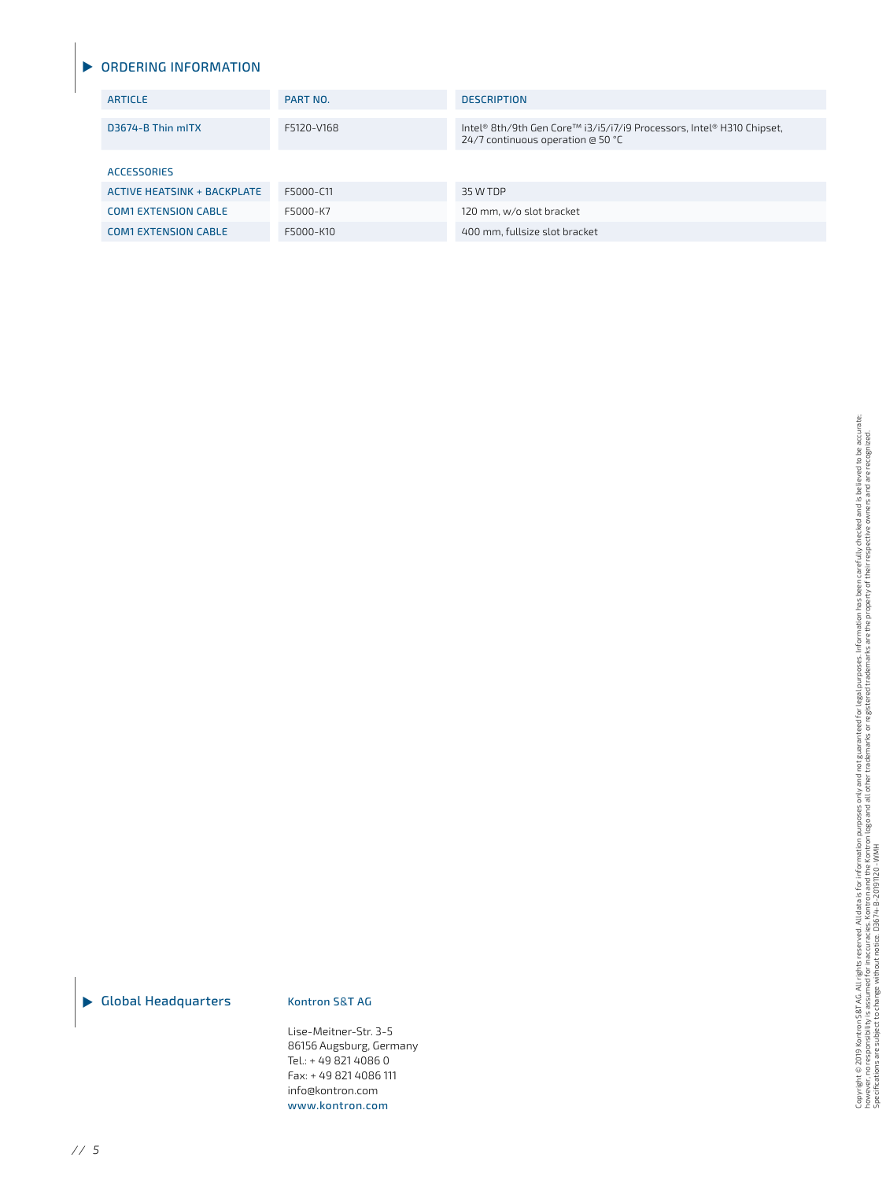## ORDERING INFORMATION

| ARTICLE | PART NO. | DESCRIPTION |
|---|---|---|
| D3674-B Thin mITX | F5120-V168 | Intel® 8th/9th Gen Core™ i3/i5/i7/i9 Processors, Intel® H310 Chipset, 24/7 continuous operation @ 50 °C |
| ACCESSORIES | | |
| ACTIVE HEATSINK + BACKPLATE | F5000-C11 | 35 W TDP |
| COM1 EXTENSION CABLE | F5000-K7 | 120 mm, w/o slot bracket |
| COM1 EXTENSION CABLE | F5000-K10 | 400 mm, fullsize slot bracket |

## Global Headquarters

Kontron S&T AG

Lise-Meitner-Str. 3-5
86156 Augsburg, Germany
Tel.: + 49 821 4086 0
Fax: + 49 821 4086 111
info@kontron.com
www.kontron.com

Copyright © 2019 Kontron S&T AG. All rights reserved. All data is for information purposes only and not guaranteed for legal purposes. Information has been carefully checked and is believed to be accurate; however, no responsibility is assumed for inaccuracies. Kontron and the Kontron logo and all other trademarks or registered trademarks are the property of their respective owners and are recognized. Specifications are subject to change without notice. D3674-B-20191120-WMH